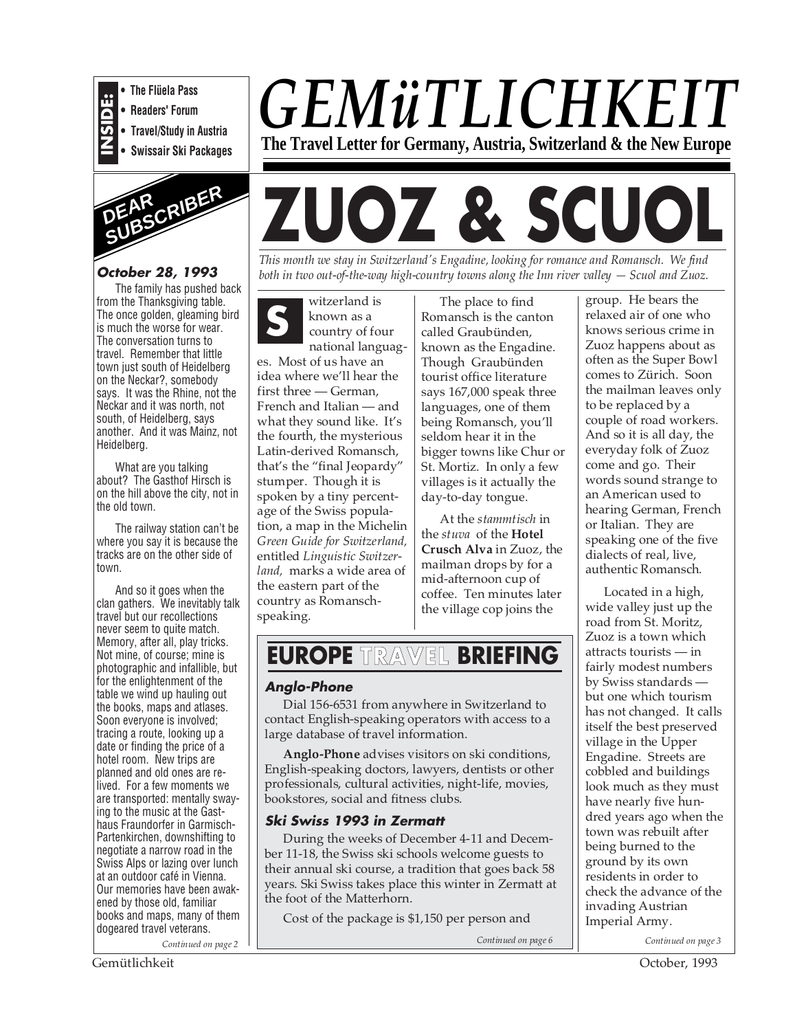**INSIDE:**
- The Flüela Pass
- Readers' Forum
- Travel/Study in Austria
- Swissair Ski Packages

# GEMüTLICHKEIT

**The Travel Letter for Germany, Austria, Switzerland & the New Europe**

# ZUOZ & SCUOL

*This month we stay in Switzerland's Engadine, looking for romance and Romansch. We find both in two out-of-the-way high-country towns along the Inn river valley — Scuol and Zuoz.*

Switzerland is known as a country of four national languages. Most of us have an idea where we'll hear the first three — German, French and Italian — and what they sound like. It's the fourth, the mysterious Latin-derived Romansch, that's the "final Jeopardy" stumper. Though it is spoken by a tiny percentage of the Swiss population, a map in the Michelin *Green Guide for Switzerland,* entitled *Linguistic Switzerland,* marks a wide area of the eastern part of the country as Romansch-speaking.

The place to find Romansch is the canton called Graubünden, known as the Engadine. Though Graubünden tourist office literature says 167,000 speak three languages, one of them being Romansch, you'll seldom hear it in the bigger towns like Chur or St. Moritz. In only a few villages is it actually the day-to-day tongue.

At the *stammtisch* in the *stuva* of the **Hotel Crusch Alva** in Zuoz, the mailman drops by for a mid-afternoon cup of coffee. Ten minutes later the village cop joins the group. He bears the relaxed air of one who knows serious crime in Zuoz happens about as often as the Super Bowl comes to Zürich. Soon the mailman leaves only to be replaced by a couple of road workers. And so it is all day, the everyday folk of Zuoz come and go. Their words sound strange to an American used to hearing German, French or Italian. They are speaking one of the five dialects of real, live, authentic Romansch.

Located in a high, wide valley just up the road from St. Moritz, Zuoz is a town which attracts tourists — in fairly modest numbers by Swiss standards — but one which tourism has not changed. It calls itself the best preserved village in the Upper Engadine. Streets are cobbled and buildings look much as they must have nearly five hundred years ago when the town was rebuilt after being burned to the ground by its own residents in order to check the advance of the invading Austrian Imperial Army.

*Continued on page 3*

## DEAR SUBSCRIBER

***October 28, 1993***

The family has pushed back from the Thanksgiving table. The once golden, gleaming bird is much the worse for wear. The conversation turns to travel. Remember that little town just south of Heidelberg on the Neckar?, somebody says. It was the Rhine, not the Neckar and it was north, not south, of Heidelberg, says another. And it was Mainz, not Heidelberg.

What are you talking about? The Gasthof Hirsch is on the hill above the city, not in the old town.

The railway station can't be where you say it is because the tracks are on the other side of town.

And so it goes when the clan gathers. We inevitably talk travel but our recollections never seem to quite match. Memory, after all, play tricks. Not mine, of course; mine is photographic and infallible, but for the enlightenment of the table we wind up hauling out the books, maps and atlases. Soon everyone is involved; tracing a route, looking up a date or finding the price of a hotel room. New trips are planned and old ones are relived. For a few moments we are transported: mentally swaying to the music at the Gasthaus Fraundorfer in Garmisch-Partenkirchen, downshifting to negotiate a narrow road in the Swiss Alps or lazing over lunch at an outdoor café in Vienna. Our memories have been awakened by those old, familiar books and maps, many of them dogeared travel veterans.

*Continued on page 2*

## EUROPE TRAVEL BRIEFING

### *Anglo-Phone*

Dial 156-6531 from anywhere in Switzerland to contact English-speaking operators with access to a large database of travel information.

**Anglo-Phone** advises visitors on ski conditions, English-speaking doctors, lawyers, dentists or other professionals, cultural activities, night-life, movies, bookstores, social and fitness clubs.

### *Ski Swiss 1993 in Zermatt*

During the weeks of December 4-11 and December 11-18, the Swiss ski schools welcome guests to their annual ski course, a tradition that goes back 58 years. Ski Swiss takes place this winter in Zermatt at the foot of the Matterhorn.

Cost of the package is $1,150 per person and

*Continued on page 6*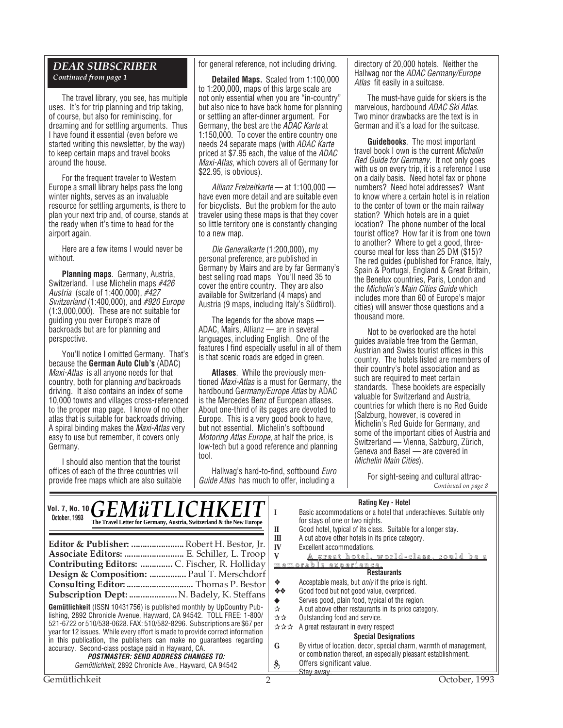## DEAR SUBSCRIBER

*Continued from page 1*

The travel library, you see, has multiple uses. It's for trip planning and trip taking, of course, but also for reminiscing, for dreaming and for settling arguments. Thus I have found it essential (even before we started writing this newsletter, by the way) to keep certain maps and travel books around the house.

For the frequent traveler to Western Europe a small library helps pass the long winter nights, serves as an invaluable resource for settling arguments, is there to plan your next trip and, of course, stands at the ready when it's time to head for the airport again.

Here are a few items I would never be without.

**Planning maps**. Germany, Austria, Switzerland. I use Michelin maps *#426 Austria* (scale of 1:400,000), *#427 Switzerland* (1:400,000), and *#920 Europe* (1:3,000,000). These are not suitable for guiding you over Europe's maze of backroads but are for planning and perspective.

You'll notice I omitted Germany. That's because the **German Auto Club's** (ADAC) *Maxi-Atlas* is all anyone needs for that country, both for planning *and* backroads driving. It also contains an index of some 10,000 towns and villages cross-referenced to the proper map page. I know of no other atlas that is suitable for backroads driving. A spiral binding makes the *Maxi-Atlas* very easy to use but remember, it covers only Germany.

I should also mention that the tourist offices of each of the three countries will provide free maps which are also suitable for general reference, not including driving.

**Detailed Maps.** Scaled from 1:100,000 to 1:200,000, maps of this large scale are not only essential when you are "in-country" but also nice to have back home for planning or settling an after-dinner argument. For Germany, the best are the *ADAC Karte* at 1:150,000. To cover the entire country one needs 24 separate maps (with *ADAC Karte* priced at $7.95 each, the value of the *ADAC Maxi-Atlas,* which covers all of Germany for $22.95, is obvious).

*Allianz Freizeitkarte* — at 1:100,000 — have even more detail and are suitable even for bicyclists. But the problem for the auto traveler using these maps is that they cover so little territory one is constantly changing to a new map.

*Die Generalkarte* (1:200,000), my personal preference, are published in Germany by Mairs and are by far Germany's best selling road maps You'll need 35 to cover the entire country. They are also available for Switzerland (4 maps) and Austria (9 maps, including Italy's Südtirol).

The legends for the above maps — ADAC, Mairs, Allianz — are in several languages, including English. One of the features I find especially useful in all of them is that scenic roads are edged in green.

**Atlases**. While the previously mentioned *Maxi-Atlas* is a must for Germany, the hardbound G*ermany/Europe Atlas* by ADAC is the Mercedes Benz of European atlases. About one-third of its pages are devoted to Europe. This is a very good book to have, but not essential. Michelin's softbound *Motoring Atlas Europe*, at half the price, is low-tech but a good reference and planning tool.

Hallwag's hard-to-find, softbound *Euro Guide Atlas* has much to offer, including a directory of 20,000 hotels. Neither the Hallwag nor the *ADAC Germany/Europe Atlas* fit easily in a suitcase.

The must-have guide for skiers is the marvelous, hardbound *ADAC Ski Atlas*. Two minor drawbacks are the text is in German and it's a load for the suitcase.

**Guidebooks**. The most important travel book I own is the current *Michelin Red Guide for Germany*. It not only goes with us on every trip, it is a reference I use on a daily basis. Need hotel fax or phone numbers? Need hotel addresses? Want to know where a certain hotel is in relation to the center of town or the main railway station? Which hotels are in a quiet location? The phone number of the local tourist office? How far it is from one town to another? Where to get a good, three-course meal for less than 25 DM ($15)? The red guides (published for France, Italy, Spain & Portugal, England & Great Britain, the Benelux countries, Paris, London and the *Michelin's Main Cities Guide* which includes more than 60 of Europe's major cities) will answer those questions and a thousand more.

Not to be overlooked are the hotel guides available free from the German, Austrian and Swiss tourist offices in this country. The hotels listed are members of their country's hotel association and as such are required to meet certain standards. These booklets are especially valuable for Switzerland and Austria, countries for which there is no Red Guide (Salzburg, however, is covered in Michelin's Red Guide for Germany, and some of the important cities of Austria and Switzerland — Vienna, Salzburg, Zürich, Geneva and Basel — are covered in *Michelin Main Cities*).

For sight-seeing and cultural attrac-

*Continued on page 8*

---

**Vol. 7, No. 10 — October, 1993**

# GEMüTLICHKEIT

**The Travel Letter for Germany, Austria, Switzerland & the New Europe**

**Editor & Publisher:** Robert H. Bestor, Jr.
**Associate Editors:** E. Schiller, L. Troop
**Contributing Editors:** C. Fischer, R. Holliday
**Design & Composition:** Paul T. Merschdorf
**Consulting Editor:** Thomas P. Bestor
**Subscription Dept:** N. Badely, K. Steffans

**Gemütlichkeit** (ISSN 10431756) is published monthly by UpCountry Publishing, 2892 Chronicle Avenue, Hayward, CA 94542. TOLL FREE: 1-800/521-6722 or 510/538-0628. FAX: 510/582-8296. Subscriptions are $67 per year for 12 issues. While every effort is made to provide correct information in this publication, the publishers can make no guarantees regarding accuracy. Second-class postage paid in Hayward, CA.

***POSTMASTER: SEND ADDRESS CHANGES TO:***
*Gemütlichkeit*, 2892 Chronicle Ave., Hayward, CA 94542

### Rating Key - Hotel

| | |
|---|---|
| I | Basic accommodations or a hotel that underachieves. Suitable only for stays of one or two nights. |
| II | Good hotel, typical of its class. Suitable for a longer stay. |
| III | A cut above other hotels in its price category. |
| IV | Excellent accommodations. |
| V | A great hotel, world-class, could be a memorable experience. |

### Restaurants

| | |
|---|---|
| ❖ | Acceptable meals, but *only* if the price is right. |
| ❖❖ | Good food but not good value, overpriced. |
| ◆ | Serves good, plain food, typical of the region. |
| ☆ | A cut above other restaurants in its price category. |
| ☆☆ | Outstanding food and service. |
| ☆☆☆ | A great restaurant in every respect |

### Special Designations

| | |
|---|---|
| G | By virtue of location, decor, special charm, warmth of management, or combination thereof, an especially pleasant establishment. |
| $ | Offers significant value. |
| | ~~Stay away.~~ |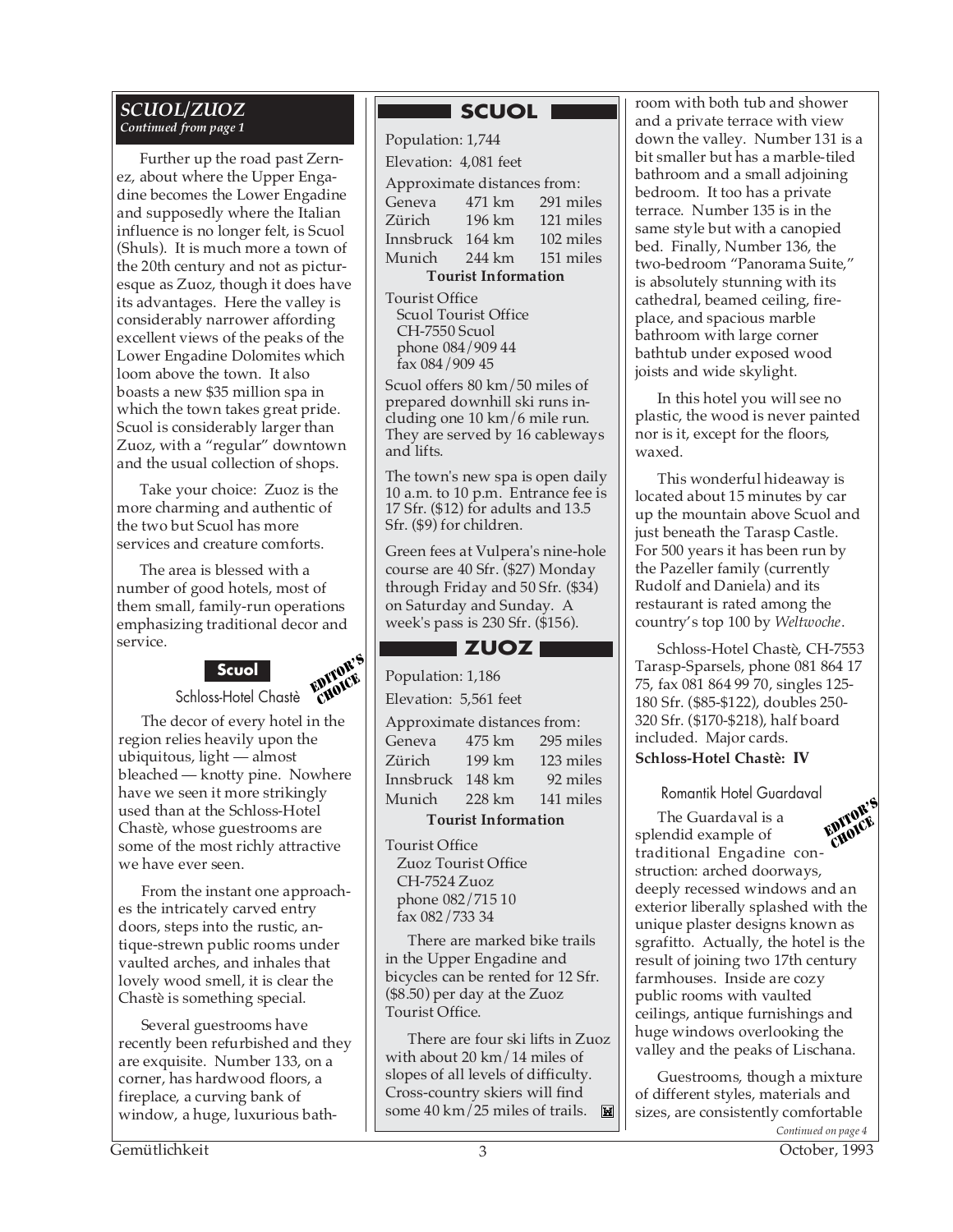## *SCUOL/ZUOZ*
*Continued from page 1*

Further up the road past Zernez, about where the Upper Engadine becomes the Lower Engadine and supposedly where the Italian influence is no longer felt, is Scuol (Shuls). It is much more a town of the 20th century and not as picturesque as Zuoz, though it does have its advantages. Here the valley is considerably narrower affording excellent views of the peaks of the Lower Engadine Dolomites which loom above the town. It also boasts a new $35 million spa in which the town takes great pride. Scuol is considerably larger than Zuoz, with a "regular" downtown and the usual collection of shops.

Take your choice: Zuoz is the more charming and authentic of the two but Scuol has more services and creature comforts.

The area is blessed with a number of good hotels, most of them small, family-run operations emphasizing traditional decor and service.

### Scuol

**Schloss-Hotel Chastè** — EDITOR'S CHOICE

The decor of every hotel in the region relies heavily upon the ubiquitous, light — almost bleached — knotty pine. Nowhere have we seen it more strikingly used than at the Schloss-Hotel Chastè, whose guestrooms are some of the most richly attractive we have ever seen.

From the instant one approaches the intricately carved entry doors, steps into the rustic, antique-strewn public rooms under vaulted arches, and inhales that lovely wood smell, it is clear the Chastè is something special.

Several guestrooms have recently been refurbished and they are exquisite. Number 133, on a corner, has hardwood floors, a fireplace, a curving bank of window, a huge, luxurious bathroom with both tub and shower and a private terrace with view down the valley. Number 131 is a bit smaller but has a marble-tiled bathroom and a small adjoining bedroom. It too has a private terrace. Number 135 is in the same style but with a canopied bed. Finally, Number 136, the two-bedroom "Panorama Suite," is absolutely stunning with its cathedral, beamed ceiling, fireplace, and spacious marble bathroom with large corner bathtub under exposed wood joists and wide skylight.

In this hotel you will see no plastic, the wood is never painted nor is it, except for the floors, waxed.

This wonderful hideaway is located about 15 minutes by car up the mountain above Scuol and just beneath the Tarasp Castle. For 500 years it has been run by the Pazeller family (currently Rudolf and Daniela) and its restaurant is rated among the country's top 100 by *Weltwoche*.

Schloss-Hotel Chastè, CH-7553 Tarasp-Sparsels, phone 081 864 17 75, fax 081 864 99 70, singles 125-180 Sfr. ($85-$122), doubles 250-320 Sfr. ($170-$218), half board included. Major cards.

**Schloss-Hotel Chastè: IV**

**Romantik Hotel Guardaval** — EDITOR'S CHOICE

The Guardaval is a splendid example of traditional Engadine construction: arched doorways, deeply recessed windows and an exterior liberally splashed with the unique plaster designs known as sgrafitto. Actually, the hotel is the result of joining two 17th century farmhouses. Inside are cozy public rooms with vaulted ceilings, antique furnishings and huge windows overlooking the valley and the peaks of Lischana.

Guestrooms, though a mixture of different styles, materials and sizes, are consistently comfortable

*Continued on page 4*

---

## SCUOL

Population: 1,744

Elevation: 4,081 feet

Approximate distances from:

| | | |
|---|---|---|
| Geneva | 471 km | 291 miles |
| Zürich | 196 km | 121 miles |
| Innsbruck | 164 km | 102 miles |
| Munich | 244 km | 151 miles |

**Tourist Information**

Tourist Office
Scuol Tourist Office
CH-7550 Scuol
phone 084/909 44
fax 084/909 45

Scuol offers 80 km/50 miles of prepared downhill ski runs including one 10 km/6 mile run. They are served by 16 cableways and lifts.

The town's new spa is open daily 10 a.m. to 10 p.m. Entrance fee is 17 Sfr. ($12) for adults and 13.5 Sfr. ($9) for children.

Green fees at Vulpera's nine-hole course are 40 Sfr. ($27) Monday through Friday and 50 Sfr. ($34) on Saturday and Sunday. A week's pass is 230 Sfr. ($156).

## ZUOZ

Population: 1,186

Elevation: 5,561 feet

Approximate distances from:

| | | |
|---|---|---|
| Geneva | 475 km | 295 miles |
| Zürich | 199 km | 123 miles |
| Innsbruck | 148 km | 92 miles |
| Munich | 228 km | 141 miles |

**Tourist Information**

Tourist Office
Zuoz Tourist Office
CH-7524 Zuoz
phone 082/715 10
fax 082/733 34

There are marked bike trails in the Upper Engadine and bicycles can be rented for 12 Sfr. ($8.50) per day at the Zuoz Tourist Office.

There are four ski lifts in Zuoz with about 20 km/14 miles of slopes of all levels of difficulty. Cross-country skiers will find some 40 km/25 miles of trails.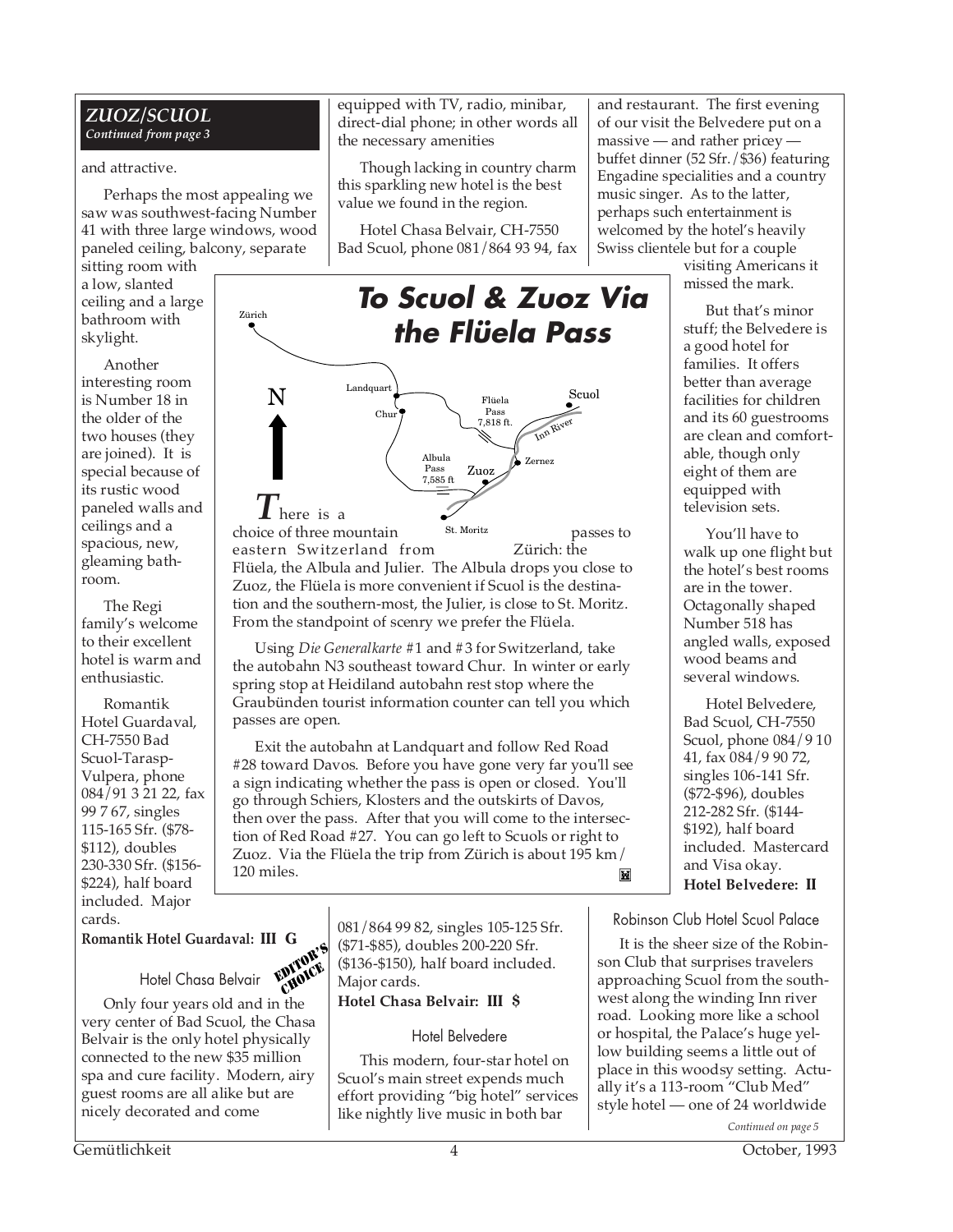## ZUOZ/SCUOL

*Continued from page 3*

and attractive.

Perhaps the most appealing we saw was southwest-facing Number 41 with three large windows, wood paneled ceiling, balcony, separate sitting room with a low, slanted ceiling and a large bathroom with skylight.

Another interesting room is Number 18 in the older of the two houses (they are joined). It is special because of its rustic wood paneled walls and ceilings and a spacious, new, gleaming bathroom.

The Regi family's welcome to their excellent hotel is warm and enthusiastic.

Romantik Hotel Guardaval, CH-7550 Bad Scuol-Tarasp-Vulpera, phone 084/91 3 21 22, fax 99 7 67, singles 115-165 Sfr. ($78-$112), doubles 230-330 Sfr. ($156-$224), half board included. Major cards.

**Romantik Hotel Guardaval: III G**

### Hotel Chasa Belvair

EDITOR'S CHOICE

Only four years old and in the very center of Bad Scuol, the Chasa Belvair is the only hotel physically connected to the new $35 million spa and cure facility. Modern, airy guest rooms are all alike but are nicely decorated and come equipped with TV, radio, minibar, direct-dial phone; in other words all the necessary amenities

Though lacking in country charm this sparkling new hotel is the best value we found in the region.

Hotel Chasa Belvair, CH-7550 Bad Scuol, phone 081/864 93 94, fax 081/864 99 82, singles 105-125 Sfr. ($71-$85), doubles 200-220 Sfr. ($136-$150), half board included. Major cards.

**Hotel Chasa Belvair: III $**

### Hotel Belvedere

This modern, four-star hotel on Scuol's main street expends much effort providing "big hotel" services like nightly live music in both bar and restaurant. The first evening of our visit the Belvedere put on a massive — and rather pricey — buffet dinner (52 Sfr./$36) featuring Engadine specialities and a country music singer. As to the latter, perhaps such entertainment is welcomed by the hotel's heavily Swiss clientele but for a couple visiting Americans it missed the mark.

But that's minor stuff; the Belvedere is a good hotel for families. It offers better than average facilities for children and its 60 guestrooms are clean and comfortable, though only eight of them are equipped with television sets.

You'll have to walk up one flight but the hotel's best rooms are in the tower. Octagonally shaped Number 518 has angled walls, exposed wood beams and several windows.

Hotel Belvedere, Bad Scuol, CH-7550 Scuol, phone 084/9 10 41, fax 084/9 90 72, singles 106-141 Sfr. ($72-$96), doubles 212-282 Sfr. ($144-$192), half board included. Mastercard and Visa okay.

**Hotel Belvedere: II**

### Robinson Club Hotel Scuol Palace

It is the sheer size of the Robinson Club that surprises travelers approaching Scuol from the southwest along the winding Inn river road. Looking more like a school or hospital, the Palace's huge yellow building seems a little out of place in this woodsy setting. Actually it's a 113-room "Club Med" style hotel — one of 24 worldwide

*Continued on page 5*

---

## To Scuol & Zuoz Via the Flüela Pass

Zürich · Landquart · Chur · Flüela Pass 7,818 ft. · Scuol · Inn River · Zernez · Albula Pass 7,585 ft · Zuoz · St. Moritz · N

There is a choice of three mountain passes to eastern Switzerland from Zürich: the Flüela, the Albula and Julier. The Albula drops you close to Zuoz, the Flüela is more convenient if Scuol is the destination and the southern-most, the Julier, is close to St. Moritz. From the standpoint of scenry we prefer the Flüela.

Using *Die Generalkarte* #1 and #3 for Switzerland, take the autobahn N3 southeast toward Chur. In winter or early spring stop at Heidiland autobahn rest stop where the Graubünden tourist information counter can tell you which passes are open.

Exit the autobahn at Landquart and follow Red Road #28 toward Davos. Before you have gone very far you'll see a sign indicating whether the pass is open or closed. You'll go through Schiers, Klosters and the outskirts of Davos, then over the pass. After that you will come to the intersection of Red Road #27. You can go left to Scuols or right to Zuoz. Via the Flüela the trip from Zürich is about 195 km/ 120 miles.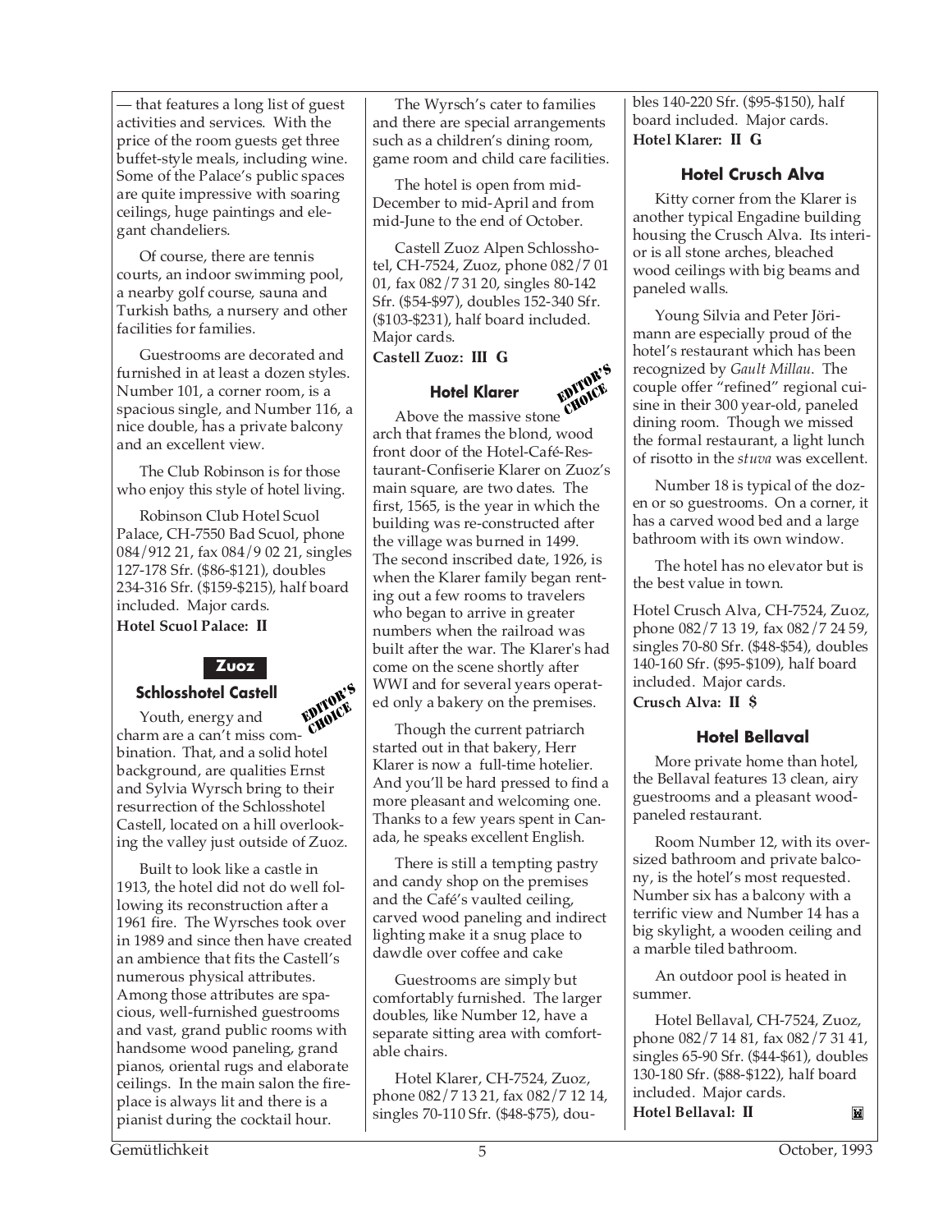— that features a long list of guest activities and services. With the price of the room guests get three buffet-style meals, including wine. Some of the Palace's public spaces are quite impressive with soaring ceilings, huge paintings and elegant chandeliers.

Of course, there are tennis courts, an indoor swimming pool, a nearby golf course, sauna and Turkish baths, a nursery and other facilities for families.

Guestrooms are decorated and furnished in at least a dozen styles. Number 101, a corner room, is a spacious single, and Number 116, a nice double, has a private balcony and an excellent view.

The Club Robinson is for those who enjoy this style of hotel living.

Robinson Club Hotel Scuol Palace, CH-7550 Bad Scuol, phone 084/912 21, fax 084/9 02 21, singles 127-178 Sfr. ($86-$121), doubles 234-316 Sfr. ($159-$215), half board included. Major cards.

**Hotel Scuol Palace: II**

## Zuoz

### Schlosshotel Castell

EDITOR'S CHOICE

Youth, energy and charm are a can't miss combination. That, and a solid hotel background, are qualities Ernst and Sylvia Wyrsch bring to their resurrection of the Schlosshotel Castell, located on a hill overlooking the valley just outside of Zuoz.

Built to look like a castle in 1913, the hotel did not do well following its reconstruction after a 1961 fire. The Wyrsches took over in 1989 and since then have created an ambience that fits the Castell's numerous physical attributes. Among those attributes are spacious, well-furnished guestrooms and vast, grand public rooms with handsome wood paneling, grand pianos, oriental rugs and elaborate ceilings. In the main salon the fireplace is always lit and there is a pianist during the cocktail hour.

The Wyrsch's cater to families and there are special arrangements such as a children's dining room, game room and child care facilities.

The hotel is open from mid-December to mid-April and from mid-June to the end of October.

Castell Zuoz Alpen Schlosshotel, CH-7524, Zuoz, phone 082/7 01 01, fax 082/7 31 20, singles 80-142 Sfr. ($54-$97), doubles 152-340 Sfr. ($103-$231), half board included. Major cards.

**Castell Zuoz: III G**

### Hotel Klarer

EDITOR'S CHOICE

Above the massive stone arch that frames the blond, wood front door of the Hotel-Café-Restaurant-Confiserie Klarer on Zuoz's main square, are two dates. The first, 1565, is the year in which the building was re-constructed after the village was burned in 1499. The second inscribed date, 1926, is when the Klarer family began renting out a few rooms to travelers who began to arrive in greater numbers when the railroad was built after the war. The Klarer's had come on the scene shortly after WWI and for several years operated only a bakery on the premises.

Though the current patriarch started out in that bakery, Herr Klarer is now a full-time hotelier. And you'll be hard pressed to find a more pleasant and welcoming one. Thanks to a few years spent in Canada, he speaks excellent English.

There is still a tempting pastry and candy shop on the premises and the Café's vaulted ceiling, carved wood paneling and indirect lighting make it a snug place to dawdle over coffee and cake

Guestrooms are simply but comfortably furnished. The larger doubles, like Number 12, have a separate sitting area with comfortable chairs.

Hotel Klarer, CH-7524, Zuoz, phone 082/7 13 21, fax 082/7 12 14, singles 70-110 Sfr. ($48-$75), doubles 140-220 Sfr. ($95-$150), half board included. Major cards.

**Hotel Klarer: II G**

### Hotel Crusch Alva

Kitty corner from the Klarer is another typical Engadine building housing the Crusch Alva. Its interior is all stone arches, bleached wood ceilings with big beams and paneled walls.

Young Silvia and Peter Jörimann are especially proud of the hotel's restaurant which has been recognized by *Gault Millau*. The couple offer "refined" regional cuisine in their 300 year-old, paneled dining room. Though we missed the formal restaurant, a light lunch of risotto in the *stuva* was excellent.

Number 18 is typical of the dozen or so guestrooms. On a corner, it has a carved wood bed and a large bathroom with its own window.

The hotel has no elevator but is the best value in town.

Hotel Crusch Alva, CH-7524, Zuoz, phone 082/7 13 19, fax 082/7 24 59, singles 70-80 Sfr. ($48-$54), doubles 140-160 Sfr. ($95-$109), half board included. Major cards.

**Crusch Alva: II $**

### Hotel Bellaval

More private home than hotel, the Bellaval features 13 clean, airy guestrooms and a pleasant wood-paneled restaurant.

Room Number 12, with its oversized bathroom and private balcony, is the hotel's most requested. Number six has a balcony with a terrific view and Number 14 has a big skylight, a wooden ceiling and a marble tiled bathroom.

An outdoor pool is heated in summer.

Hotel Bellaval, CH-7524, Zuoz, phone 082/7 14 81, fax 082/7 31 41, singles 65-90 Sfr. ($44-$61), doubles 130-180 Sfr. ($88-$122), half board included. Major cards.

**Hotel Bellaval: II**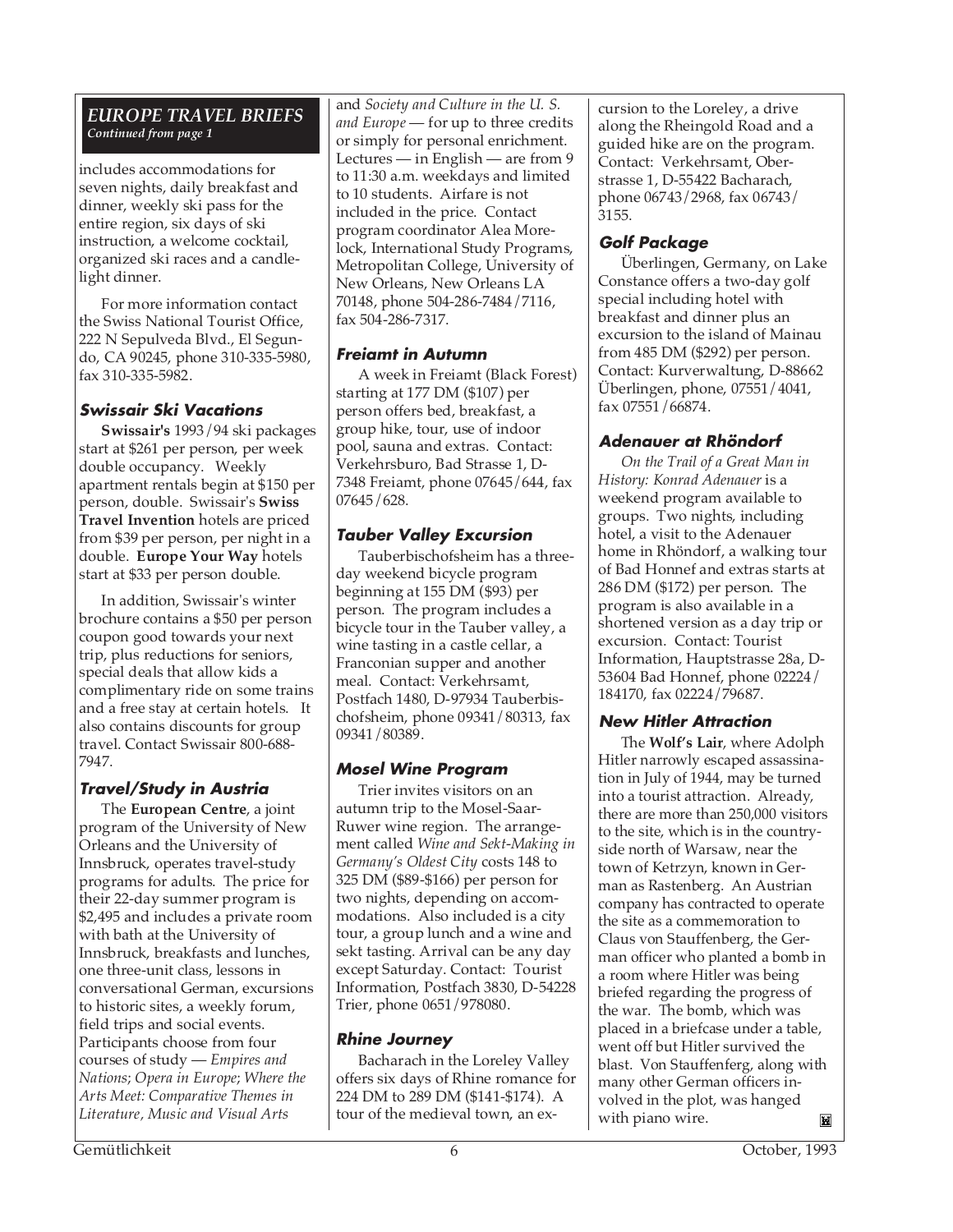## EUROPE TRAVEL BRIEFS

*Continued from page 1*

includes accommodations for seven nights, daily breakfast and dinner, weekly ski pass for the entire region, six days of ski instruction, a welcome cocktail, organized ski races and a candle-light dinner.

For more information contact the Swiss National Tourist Office, 222 N Sepulveda Blvd., El Segundo, CA 90245, phone 310-335-5980, fax 310-335-5982.

### Swissair Ski Vacations

**Swissair's** 1993/94 ski packages start at $261 per person, per week double occupancy. Weekly apartment rentals begin at $150 per person, double. Swissair's **Swiss Travel Invention** hotels are priced from $39 per person, per night in a double. **Europe Your Way** hotels start at $33 per person double.

In addition, Swissair's winter brochure contains a $50 per person coupon good towards your next trip, plus reductions for seniors, special deals that allow kids a complimentary ride on some trains and a free stay at certain hotels. It also contains discounts for group travel. Contact Swissair 800-688-7947.

### Travel/Study in Austria

The **European Centre**, a joint program of the University of New Orleans and the University of Innsbruck, operates travel-study programs for adults. The price for their 22-day summer program is $2,495 and includes a private room with bath at the University of Innsbruck, breakfasts and lunches, one three-unit class, lessons in conversational German, excursions to historic sites, a weekly forum, field trips and social events. Participants choose from four courses of study — *Empires and Nations*; *Opera in Europe*; *Where the Arts Meet: Comparative Themes in Literature, Music and Visual Arts* and *Society and Culture in the U. S. and Europe* — for up to three credits or simply for personal enrichment. Lectures — in English — are from 9 to 11:30 a.m. weekdays and limited to 10 students. Airfare is not included in the price. Contact program coordinator Alea Morelock, International Study Programs, Metropolitan College, University of New Orleans, New Orleans LA 70148, phone 504-286-7484/7116, fax 504-286-7317.

### Freiamt in Autumn

A week in Freiamt (Black Forest) starting at 177 DM ($107) per person offers bed, breakfast, a group hike, tour, use of indoor pool, sauna and extras. Contact: Verkehrsburo, Bad Strasse 1, D-7348 Freiamt, phone 07645/644, fax 07645/628.

### Tauber Valley Excursion

Tauberbischofsheim has a three-day weekend bicycle program beginning at 155 DM ($93) per person. The program includes a bicycle tour in the Tauber valley, a wine tasting in a castle cellar, a Franconian supper and another meal. Contact: Verkehrsamt, Postfach 1480, D-97934 Tauberbischofsheim, phone 09341/80313, fax 09341/80389.

### Mosel Wine Program

Trier invites visitors on an autumn trip to the Mosel-Saar-Ruwer wine region. The arrangement called *Wine and Sekt-Making in Germany's Oldest City* costs 148 to 325 DM ($89-$166) per person for two nights, depending on accommodations. Also included is a city tour, a group lunch and a wine and sekt tasting. Arrival can be any day except Saturday. Contact: Tourist Information, Postfach 3830, D-54228 Trier, phone 0651/978080.

### Rhine Journey

Bacharach in the Loreley Valley offers six days of Rhine romance for 224 DM to 289 DM ($141-$174). A tour of the medieval town, an excursion to the Loreley, a drive along the Rheingold Road and a guided hike are on the program. Contact: Verkehrsamt, Oberstrasse 1, D-55422 Bacharach, phone 06743/2968, fax 06743/3155.

### Golf Package

Überlingen, Germany, on Lake Constance offers a two-day golf special including hotel with breakfast and dinner plus an excursion to the island of Mainau from 485 DM ($292) per person. Contact: Kurverwaltung, D-88662 Überlingen, phone, 07551/4041, fax 07551/66874.

### Adenauer at Rhöndorf

*On the Trail of a Great Man in History: Konrad Adenauer* is a weekend program available to groups. Two nights, including hotel, a visit to the Adenauer home in Rhöndorf, a walking tour of Bad Honnef and extras starts at 286 DM ($172) per person. The program is also available in a shortened version as a day trip or excursion. Contact: Tourist Information, Hauptstrasse 28a, D-53604 Bad Honnef, phone 02224/184170, fax 02224/79687.

### New Hitler Attraction

The **Wolf's Lair**, where Adolph Hitler narrowly escaped assassination in July of 1944, may be turned into a tourist attraction. Already, there are more than 250,000 visitors to the site, which is in the countryside north of Warsaw, near the town of Ketrzyn, known in German as Rastenberg. An Austrian company has contracted to operate the site as a commemoration to Claus von Stauffenberg, the German officer who planted a bomb in a room where Hitler was being briefed regarding the progress of the war. The bomb, which was placed in a briefcase under a table, went off but Hitler survived the blast. Von Stauffenferg, along with many other German officers involved in the plot, was hanged with piano wire.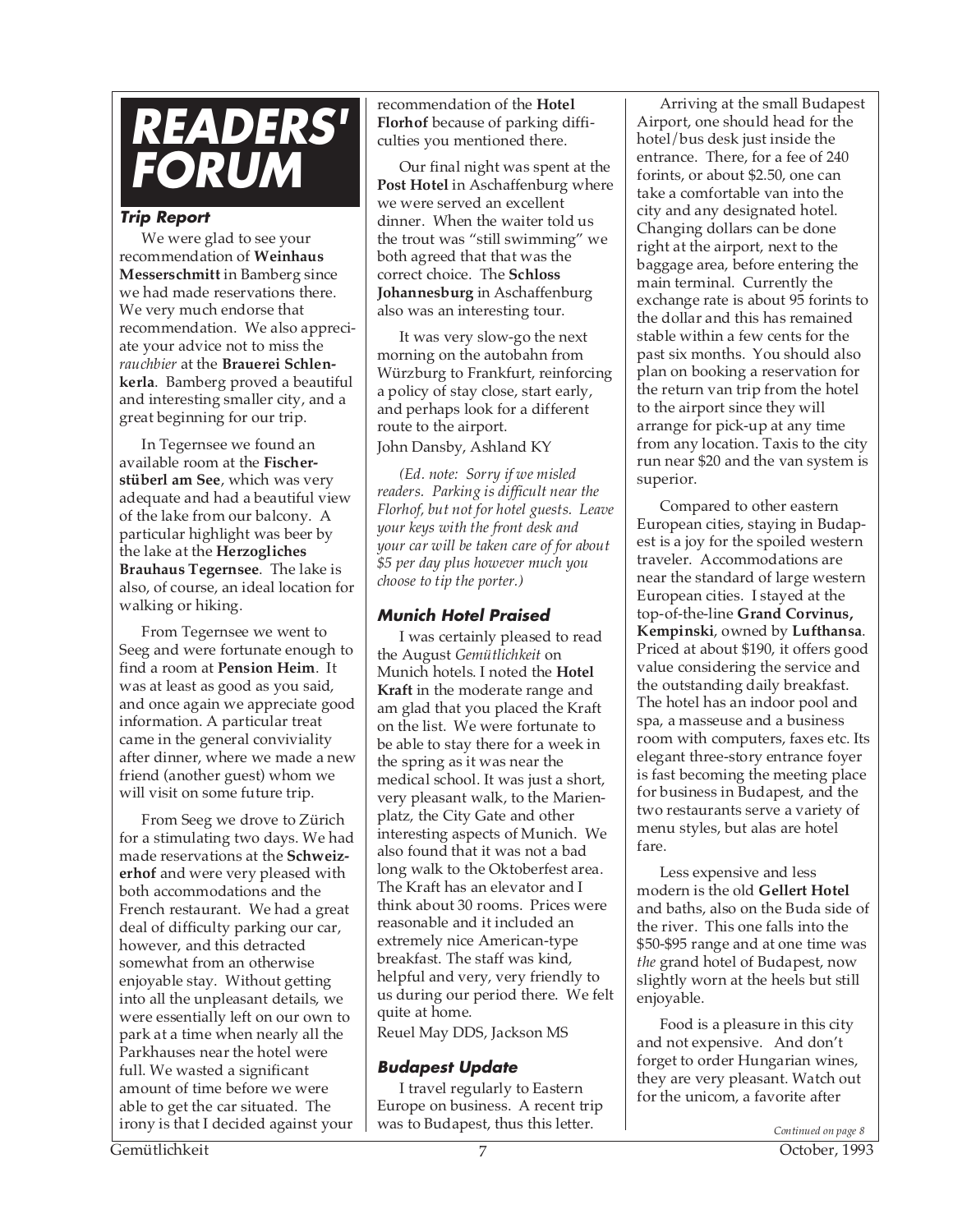# READERS' FORUM

### Trip Report

We were glad to see your recommendation of **Weinhaus Messerschmitt** in Bamberg since we had made reservations there. We very much endorse that recommendation. We also appreciate your advice not to miss the *rauchbier* at the **Brauerei Schlenkerla**. Bamberg proved a beautiful and interesting smaller city, and a great beginning for our trip.

In Tegernsee we found an available room at the **Fischerstüberl am See**, which was very adequate and had a beautiful view of the lake from our balcony. A particular highlight was beer by the lake at the **Herzogliches Brauhaus Tegernsee**. The lake is also, of course, an ideal location for walking or hiking.

From Tegernsee we went to Seeg and were fortunate enough to find a room at **Pension Heim**. It was at least as good as you said, and once again we appreciate good information. A particular treat came in the general conviviality after dinner, where we made a new friend (another guest) whom we will visit on some future trip.

From Seeg we drove to Zürich for a stimulating two days. We had made reservations at the **Schweizerhof** and were very pleased with both accommodations and the French restaurant. We had a great deal of difficulty parking our car, however, and this detracted somewhat from an otherwise enjoyable stay. Without getting into all the unpleasant details, we were essentially left on our own to park at a time when nearly all the Parkhauses near the hotel were full. We wasted a significant amount of time before we were able to get the car situated. The irony is that I decided against your recommendation of the **Hotel Florhof** because of parking difficulties you mentioned there.

Our final night was spent at the **Post Hotel** in Aschaffenburg where we were served an excellent dinner. When the waiter told us the trout was "still swimming" we both agreed that that was the correct choice. The **Schloss Johannesburg** in Aschaffenburg also was an interesting tour.

It was very slow-go the next morning on the autobahn from Würzburg to Frankfurt, reinforcing a policy of stay close, start early, and perhaps look for a different route to the airport.

John Dansby, Ashland KY

*(Ed. note: Sorry if we misled readers. Parking is difficult near the Florhof, but not for hotel guests. Leave your keys with the front desk and your car will be taken care of for about $5 per day plus however much you choose to tip the porter.)*

### Munich Hotel Praised

I was certainly pleased to read the August *Gemütlichkeit* on Munich hotels. I noted the **Hotel Kraft** in the moderate range and am glad that you placed the Kraft on the list. We were fortunate to be able to stay there for a week in the spring as it was near the medical school. It was just a short, very pleasant walk, to the Marienplatz, the City Gate and other interesting aspects of Munich. We also found that it was not a bad long walk to the Oktoberfest area. The Kraft has an elevator and I think about 30 rooms. Prices were reasonable and it included an extremely nice American-type breakfast. The staff was kind, helpful and very, very friendly to us during our period there. We felt quite at home.

Reuel May DDS, Jackson MS

### Budapest Update

I travel regularly to Eastern Europe on business. A recent trip was to Budapest, thus this letter.

Arriving at the small Budapest Airport, one should head for the hotel/bus desk just inside the entrance. There, for a fee of 240 forints, or about $2.50, one can take a comfortable van into the city and any designated hotel. Changing dollars can be done right at the airport, next to the baggage area, before entering the main terminal. Currently the exchange rate is about 95 forints to the dollar and this has remained stable within a few cents for the past six months. You should also plan on booking a reservation for the return van trip from the hotel to the airport since they will arrange for pick-up at any time from any location. Taxis to the city run near $20 and the van system is superior.

Compared to other eastern European cities, staying in Budapest is a joy for the spoiled western traveler. Accommodations are near the standard of large western European cities. I stayed at the top-of-the-line **Grand Corvinus, Kempinski**, owned by **Lufthansa**. Priced at about $190, it offers good value considering the service and the outstanding daily breakfast. The hotel has an indoor pool and spa, a masseuse and a business room with computers, faxes etc. Its elegant three-story entrance foyer is fast becoming the meeting place for business in Budapest, and the two restaurants serve a variety of menu styles, but alas are hotel fare.

Less expensive and less modern is the old **Gellert Hotel** and baths, also on the Buda side of the river. This one falls into the $50-$95 range and at one time was *the* grand hotel of Budapest, now slightly worn at the heels but still enjoyable.

Food is a pleasure in this city and not expensive. And don't forget to order Hungarian wines, they are very pleasant. Watch out for the unicom, a favorite after

*Continued on page 8*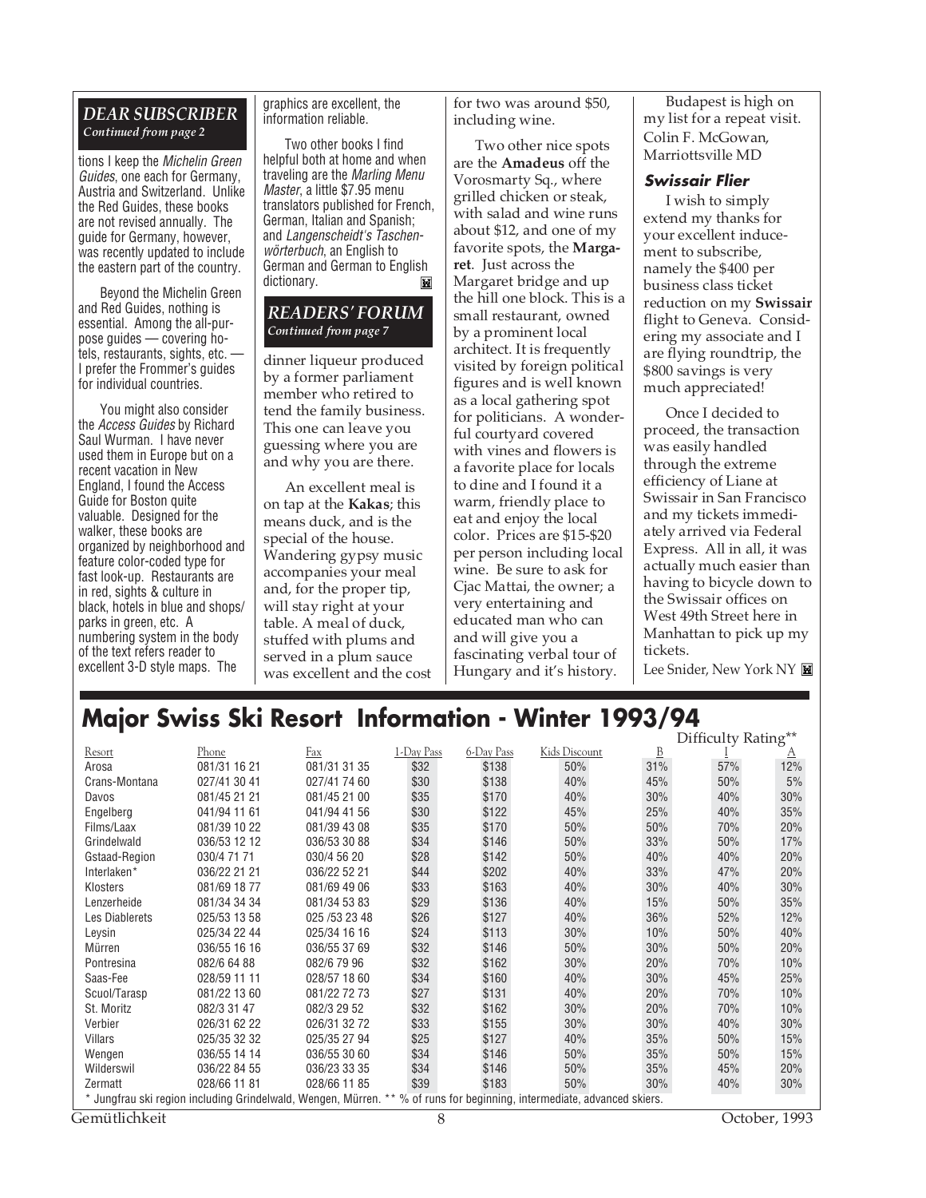## DEAR SUBSCRIBER

*Continued from page 2*

tions I keep the *Michelin Green Guides*, one each for Germany, Austria and Switzerland. Unlike the Red Guides, these books are not revised annually. The guide for Germany, however, was recently updated to include the eastern part of the country.

Beyond the Michelin Green and Red Guides, nothing is essential. Among the all-purpose guides — covering hotels, restaurants, sights, etc. — I prefer the Frommer's guides for individual countries.

You might also consider the *Access Guides* by Richard Saul Wurman. I have never used them in Europe but on a recent vacation in New England, I found the Access Guide for Boston quite valuable. Designed for the walker, these books are organized by neighborhood and feature color-coded type for fast look-up. Restaurants are in red, sights & culture in black, hotels in blue and shops/parks in green, etc. A numbering system in the body of the text refers reader to excellent 3-D style maps. The graphics are excellent, the information reliable.

Two other books I find helpful both at home and when traveling are the *Marling Menu Master*, a little $7.95 menu translators published for French, German, Italian and Spanish; and *Langenscheidt's Taschenwörterbuch*, an English to German and German to English dictionary.

## READERS' FORUM

*Continued from page 7*

dinner liqueur produced by a former parliament member who retired to tend the family business. This one can leave you guessing where you are and why you are there.

An excellent meal is on tap at the **Kakas**; this means duck, and is the special of the house. Wandering gypsy music accompanies your meal and, for the proper tip, will stay right at your table. A meal of duck, stuffed with plums and served in a plum sauce was excellent and the cost for two was around $50, including wine.

Two other nice spots are the **Amadeus** off the Vorosmarty Sq., where grilled chicken or steak, with salad and wine runs about $12, and one of my favorite spots, the **Margaret**. Just across the Margaret bridge and up the hill one block. This is a small restaurant, owned by a prominent local architect. It is frequently visited by foreign political figures and is well known as a local gathering spot for politicians. A wonderful courtyard covered with vines and flowers is a favorite place for locals to dine and I found it a warm, friendly place to eat and enjoy the local color. Prices are $15-$20 per person including local wine. Be sure to ask for Cjac Mattai, the owner; a very entertaining and educated man who can and will give you a fascinating verbal tour of Hungary and it's history.

Budapest is high on my list for a repeat visit.
Colin F. McGowan,
Marriottsville MD

### Swissair Flier

I wish to simply extend my thanks for your excellent inducement to subscribe, namely the $400 per business class ticket reduction on my **Swissair** flight to Geneva. Considering my associate and I are flying roundtrip, the $800 savings is very much appreciated!

Once I decided to proceed, the transaction was easily handled through the extreme efficiency of Liane at Swissair in San Francisco and my tickets immediately arrived via Federal Express. All in all, it was actually much easier than having to bicycle down to the Swissair offices on West 49th Street here in Manhattan to pick up my tickets.

Lee Snider, New York NY

## Major Swiss Ski Resort Information - Winter 1993/94

| Resort | Phone | Fax | 1-Day Pass | 6-Day Pass | Kids Discount | Difficulty Rating** B | I | A |
|---|---|---|---|---|---|---|---|---|
| Arosa | 081/31 16 21 | 081/31 31 35 | $32 | $138 | 50% | 31% | 57% | 12% |
| Crans-Montana | 027/41 30 41 | 027/41 74 60 | $30 | $138 | 40% | 45% | 50% | 5% |
| Davos | 081/45 21 21 | 081/45 21 00 | $35 | $170 | 40% | 30% | 40% | 30% |
| Engelberg | 041/94 11 61 | 041/94 41 56 | $30 | $122 | 45% | 25% | 40% | 35% |
| Films/Laax | 081/39 10 22 | 081/39 43 08 | $35 | $170 | 50% | 50% | 70% | 20% |
| Grindelwald | 036/53 12 12 | 036/53 30 88 | $34 | $146 | 50% | 33% | 50% | 17% |
| Gstaad-Region | 030/4 71 71 | 030/4 56 20 | $28 | $142 | 50% | 40% | 40% | 20% |
| Interlaken* | 036/22 21 21 | 036/22 52 21 | $44 | $202 | 40% | 33% | 47% | 20% |
| Klosters | 081/69 18 77 | 081/69 49 06 | $33 | $163 | 40% | 30% | 40% | 30% |
| Lenzerheide | 081/34 34 34 | 081/34 53 83 | $29 | $136 | 40% | 15% | 50% | 35% |
| Les Diablerets | 025/53 13 58 | 025 /53 23 48 | $26 | $127 | 40% | 36% | 52% | 12% |
| Leysin | 025/34 22 44 | 025/34 16 16 | $24 | $113 | 30% | 10% | 50% | 40% |
| Mürren | 036/55 16 16 | 036/55 37 69 | $32 | $146 | 50% | 30% | 50% | 20% |
| Pontresina | 082/6 64 88 | 082/6 79 96 | $32 | $162 | 30% | 20% | 70% | 10% |
| Saas-Fee | 028/59 11 11 | 028/57 18 60 | $34 | $160 | 40% | 30% | 45% | 25% |
| Scuol/Tarasp | 081/22 13 60 | 081/22 72 73 | $27 | $131 | 40% | 20% | 70% | 10% |
| St. Moritz | 082/3 31 47 | 082/3 29 52 | $32 | $162 | 30% | 20% | 70% | 10% |
| Verbier | 026/31 62 22 | 026/31 32 72 | $33 | $155 | 30% | 30% | 40% | 30% |
| Villars | 025/35 32 32 | 025/35 27 94 | $25 | $127 | 40% | 35% | 50% | 15% |
| Wengen | 036/55 14 14 | 036/55 30 60 | $34 | $146 | 50% | 35% | 50% | 15% |
| Wilderswil | 036/22 84 55 | 036/23 33 35 | $34 | $146 | 50% | 35% | 45% | 20% |
| Zermatt | 028/66 11 81 | 028/66 11 85 | $39 | $183 | 50% | 30% | 40% | 30% |

\* Jungfrau ski region including Grindelwald, Wengen, Mürren. ** % of runs for beginning, intermediate, advanced skiers.